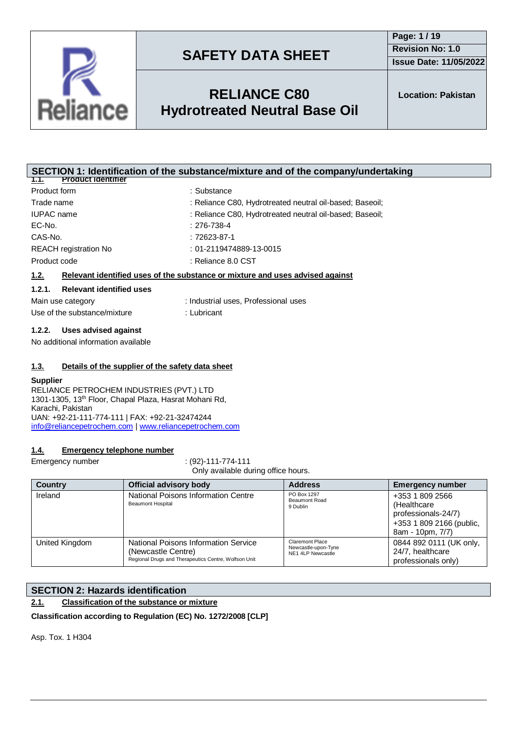# SAFETY DATA SHEET

**Revision No: 1.0**
**Issue Date: 11/05/2022**

## RELIANCE C80
## Hydrotreated Neutral Base Oil

**Location: Pakistan**

## SECTION 1: Identification of the substance/mixture and of the company/undertaking

### 1.1. Product identifier

| | |
|---|---|
| Product form | : Substance |
| Trade name | : Reliance C80, Hydrotreated neutral oil-based; Baseoil; |
| IUPAC name | : Reliance C80, Hydrotreated neutral oil-based; Baseoil; |
| EC-No. | : 276-738-4 |
| CAS-No. | : 72623-87-1 |
| REACH registration No | : 01-2119474889-13-0015 |
| Product code | : Reliance 8.0 CST |

### 1.2. Relevant identified uses of the substance or mixture and uses advised against

#### 1.2.1. Relevant identified uses

| | |
|---|---|
| Main use category | : Industrial uses, Professional uses |
| Use of the substance/mixture | : Lubricant |

#### 1.2.2. Uses advised against

No additional information available

### 1.3. Details of the supplier of the safety data sheet

**Supplier**
RELIANCE PETROCHEM INDUSTRIES (PVT.) LTD
1301-1305, 13th Floor, Chapal Plaza, Hasrat Mohani Rd,
Karachi, Pakistan
UAN: +92-21-111-774-111 | FAX: +92-21-32474244
info@reliancepetrochem.com | www.reliancepetrochem.com

### 1.4. Emergency telephone number

Emergency number : (92)-111-774-111
Only available during office hours.

| Country | Official advisory body | Address | Emergency number |
|---|---|---|---|
| Ireland | National Poisons Information Centre<br>Beaumont Hospital | PO Box 1297<br>Beaumont Road<br>9 Dublin | +353 1 809 2566 (Healthcare professionals-24/7)<br>+353 1 809 2166 (public, 8am - 10pm, 7/7) |
| United Kingdom | National Poisons Information Service (Newcastle Centre)<br>Regional Drugs and Therapeutics Centre, Wolfson Unit | Claremont Place<br>Newcastle-upon-Tyne<br>NE1 4LP Newcastle | 0844 892 0111 (UK only, 24/7, healthcare professionals only) |

## SECTION 2: Hazards identification

### 2.1. Classification of the substance or mixture

**Classification according to Regulation (EC) No. 1272/2008 [CLP]**

Asp. Tox. 1 H304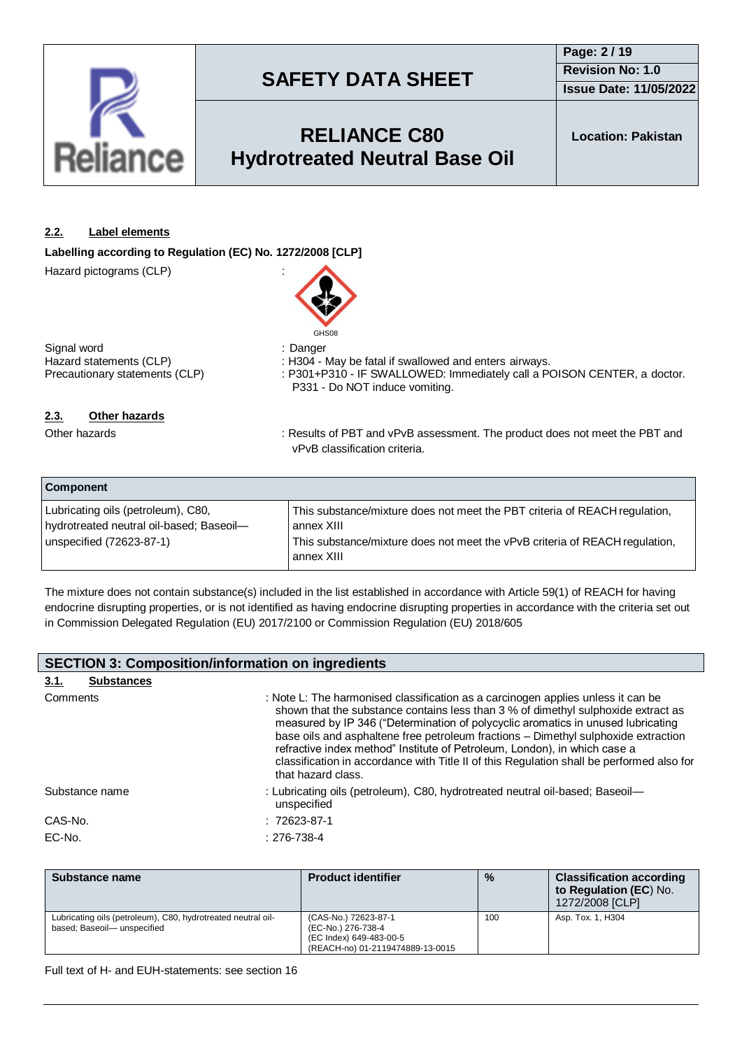### 2.2. Label elements

**Labelling according to Regulation (EC) No. 1272/2008 [CLP]**

Hazard pictograms (CLP) :

GHS08

Signal word : Danger

Hazard statements (CLP) : H304 - May be fatal if swallowed and enters airways.

Precautionary statements (CLP) : P301+P310 - IF SWALLOWED: Immediately call a POISON CENTER, a doctor.
P331 - Do NOT induce vomiting.

### 2.3. Other hazards

Other hazards : Results of PBT and vPvB assessment. The product does not meet the PBT and vPvB classification criteria.

| Component | |
|---|---|
| Lubricating oils (petroleum), C80, hydrotreated neutral oil-based; Baseoil— unspecified (72623-87-1) | This substance/mixture does not meet the PBT criteria of REACH regulation, annex XIII<br>This substance/mixture does not meet the vPvB criteria of REACH regulation, annex XIII |

The mixture does not contain substance(s) included in the list established in accordance with Article 59(1) of REACH for having endocrine disrupting properties, or is not identified as having endocrine disrupting properties in accordance with the criteria set out in Commission Delegated Regulation (EU) 2017/2100 or Commission Regulation (EU) 2018/605

## SECTION 3: Composition/information on ingredients

### 3.1. Substances

Comments : Note L: The harmonised classification as a carcinogen applies unless it can be shown that the substance contains less than 3 % of dimethyl sulphoxide extract as measured by IP 346 ("Determination of polycyclic aromatics in unused lubricating base oils and asphaltene free petroleum fractions – Dimethyl sulphoxide extraction refractive index method" Institute of Petroleum, London), in which case a classification in accordance with Title II of this Regulation shall be performed also for that hazard class.

Substance name : Lubricating oils (petroleum), C80, hydrotreated neutral oil-based; Baseoil— unspecified

CAS-No. : 72623-87-1

EC-No. : 276-738-4

| Substance name | Product identifier | % | Classification according to Regulation (EC) No. 1272/2008 [CLP] |
|---|---|---|---|
| Lubricating oils (petroleum), C80, hydrotreated neutral oil-based; Baseoil— unspecified | (CAS-No.) 72623-87-1<br>(EC-No.) 276-738-4<br>(EC Index) 649-483-00-5<br>(REACH-no) 01-2119474889-13-0015 | 100 | Asp. Tox. 1, H304 |

Full text of H- and EUH-statements: see section 16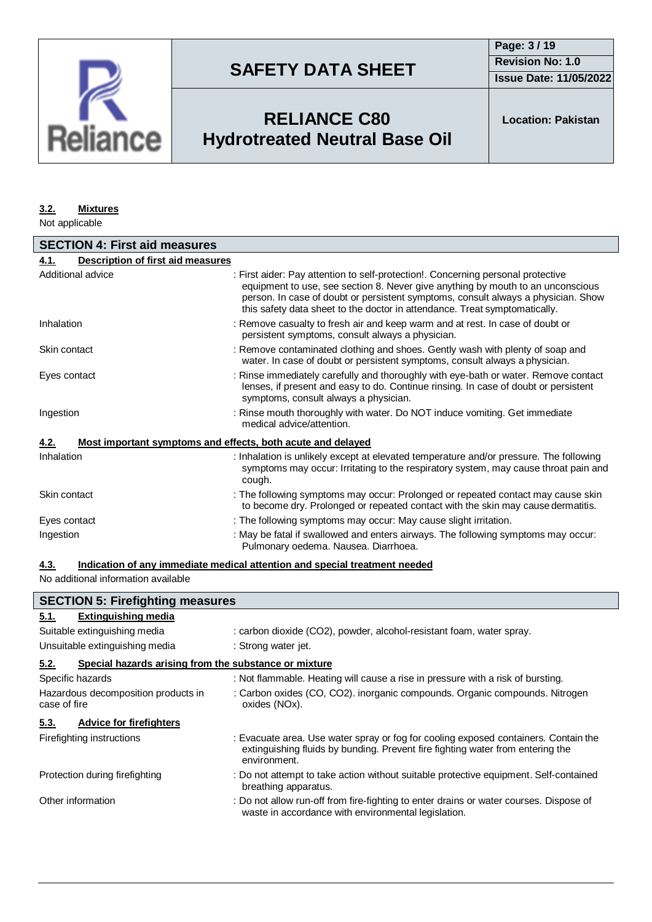### 3.2. Mixtures

Not applicable

## SECTION 4: First aid measures

### 4.1. Description of first aid measures

| | |
|---|---|
| Additional advice | : First aider: Pay attention to self-protection!. Concerning personal protective equipment to use, see section 8. Never give anything by mouth to an unconscious person. In case of doubt or persistent symptoms, consult always a physician. Show this safety data sheet to the doctor in attendance. Treat symptomatically. |
| Inhalation | : Remove casualty to fresh air and keep warm and at rest. In case of doubt or persistent symptoms, consult always a physician. |
| Skin contact | : Remove contaminated clothing and shoes. Gently wash with plenty of soap and water. In case of doubt or persistent symptoms, consult always a physician. |
| Eyes contact | : Rinse immediately carefully and thoroughly with eye-bath or water. Remove contact lenses, if present and easy to do. Continue rinsing. In case of doubt or persistent symptoms, consult always a physician. |
| Ingestion | : Rinse mouth thoroughly with water. Do NOT induce vomiting. Get immediate medical advice/attention. |

### 4.2. Most important symptoms and effects, both acute and delayed

| | |
|---|---|
| Inhalation | : Inhalation is unlikely except at elevated temperature and/or pressure. The following symptoms may occur: Irritating to the respiratory system, may cause throat pain and cough. |
| Skin contact | : The following symptoms may occur: Prolonged or repeated contact may cause skin to become dry. Prolonged or repeated contact with the skin may cause dermatitis. |
| Eyes contact | : The following symptoms may occur: May cause slight irritation. |
| Ingestion | : May be fatal if swallowed and enters airways. The following symptoms may occur: Pulmonary oedema. Nausea. Diarrhoea. |

### 4.3. Indication of any immediate medical attention and special treatment needed

No additional information available

## SECTION 5: Firefighting measures

### 5.1. Extinguishing media

| | |
|---|---|
| Suitable extinguishing media | : carbon dioxide ($CO_2$), powder, alcohol-resistant foam, water spray. |
| Unsuitable extinguishing media | : Strong water jet. |

### 5.2. Special hazards arising from the substance or mixture

| | |
|---|---|
| Specific hazards | : Not flammable. Heating will cause a rise in pressure with a risk of bursting. |
| Hazardous decomposition products in case of fire | : Carbon oxides (CO, $CO_2$). inorganic compounds. Organic compounds. Nitrogen oxides ($NO_x$). |

### 5.3. Advice for firefighters

| | |
|---|---|
| Firefighting instructions | : Evacuate area. Use water spray or fog for cooling exposed containers. Contain the extinguishing fluids by bunding. Prevent fire fighting water from entering the environment. |
| Protection during firefighting | : Do not attempt to take action without suitable protective equipment. Self-contained breathing apparatus. |
| Other information | : Do not allow run-off from fire-fighting to enter drains or water courses. Dispose of waste in accordance with environmental legislation. |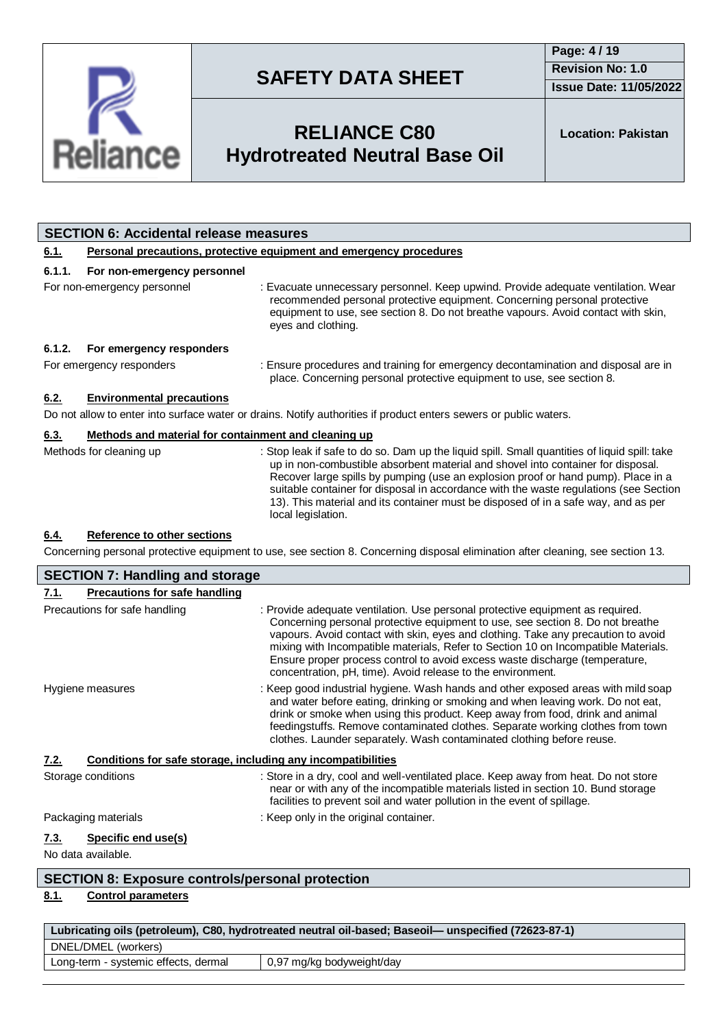## SECTION 6: Accidental release measures

### 6.1. Personal precautions, protective equipment and emergency procedures

#### 6.1.1. For non-emergency personnel

For non-emergency personnel : Evacuate unnecessary personnel. Keep upwind. Provide adequate ventilation. Wear recommended personal protective equipment. Concerning personal protective equipment to use, see section 8. Do not breathe vapours. Avoid contact with skin, eyes and clothing.

#### 6.1.2. For emergency responders

For emergency responders : Ensure procedures and training for emergency decontamination and disposal are in place. Concerning personal protective equipment to use, see section 8.

### 6.2. Environmental precautions

Do not allow to enter into surface water or drains. Notify authorities if product enters sewers or public waters.

### 6.3. Methods and material for containment and cleaning up

Methods for cleaning up : Stop leak if safe to do so. Dam up the liquid spill. Small quantities of liquid spill: take up in non-combustible absorbent material and shovel into container for disposal. Recover large spills by pumping (use an explosion proof or hand pump). Place in a suitable container for disposal in accordance with the waste regulations (see Section 13). This material and its container must be disposed of in a safe way, and as per local legislation.

### 6.4. Reference to other sections

Concerning personal protective equipment to use, see section 8. Concerning disposal elimination after cleaning, see section 13.

## SECTION 7: Handling and storage

### 7.1. Precautions for safe handling

Precautions for safe handling : Provide adequate ventilation. Use personal protective equipment as required. Concerning personal protective equipment to use, see section 8. Do not breathe vapours. Avoid contact with skin, eyes and clothing. Take any precaution to avoid mixing with Incompatible materials, Refer to Section 10 on Incompatible Materials. Ensure proper process control to avoid excess waste discharge (temperature, concentration, pH, time). Avoid release to the environment.

Hygiene measures : Keep good industrial hygiene. Wash hands and other exposed areas with mild soap and water before eating, drinking or smoking and when leaving work. Do not eat, drink or smoke when using this product. Keep away from food, drink and animal feedingstuffs. Remove contaminated clothes. Separate working clothes from town clothes. Launder separately. Wash contaminated clothing before reuse.

### 7.2. Conditions for safe storage, including any incompatibilities

Storage conditions : Store in a dry, cool and well-ventilated place. Keep away from heat. Do not store near or with any of the incompatible materials listed in section 10. Bund storage facilities to prevent soil and water pollution in the event of spillage.

Packaging materials : Keep only in the original container.

### 7.3. Specific end use(s)

No data available.

## SECTION 8: Exposure controls/personal protection

### 8.1. Control parameters

| Lubricating oils (petroleum), C80, hydrotreated neutral oil-based; Baseoil— unspecified (72623-87-1) | |
|---|---|
| DNEL/DMEL (workers) | |
| Long-term - systemic effects, dermal | 0,97 mg/kg bodyweight/day |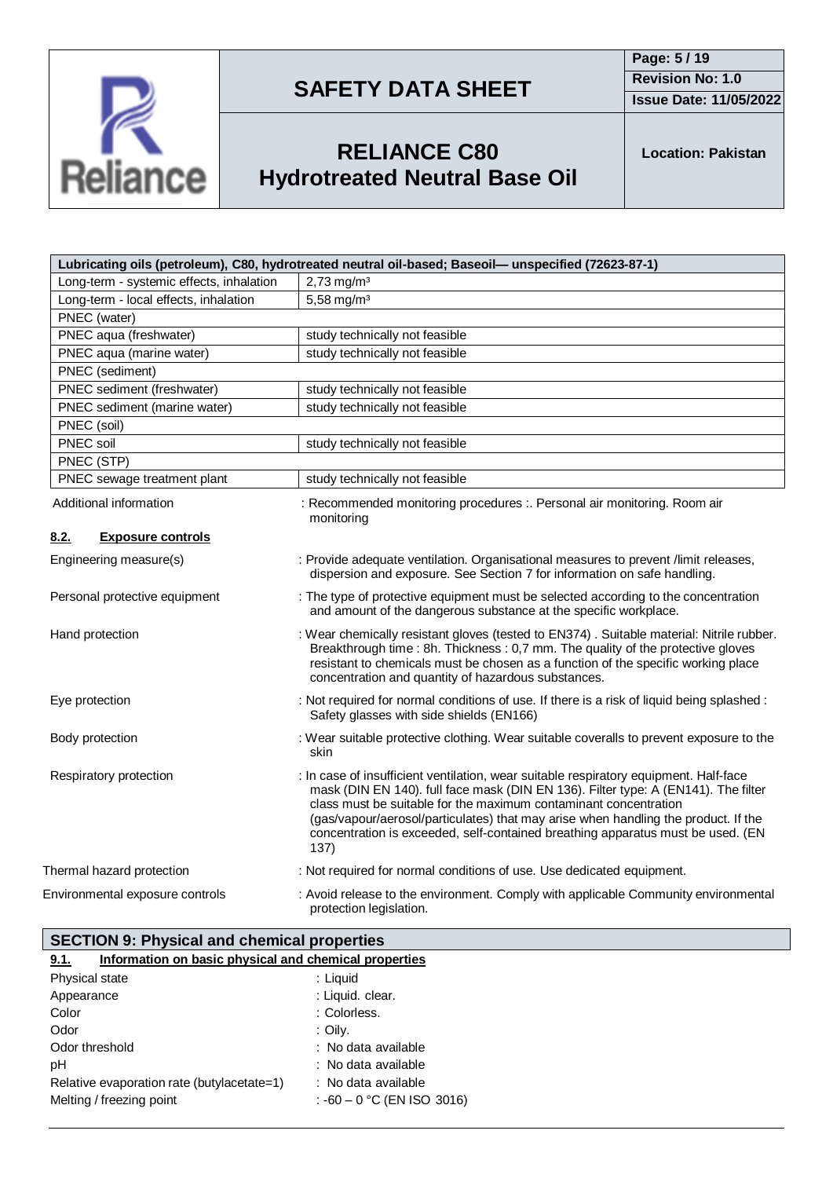| Lubricating oils (petroleum), C80, hydrotreated neutral oil-based; Baseoil— unspecified (72623-87-1) | |
|---|---|
| Long-term - systemic effects, inhalation | 2,73 mg/m³ |
| Long-term - local effects, inhalation | 5,58 mg/m³ |
| PNEC (water) | |
| PNEC aqua (freshwater) | study technically not feasible |
| PNEC aqua (marine water) | study technically not feasible |
| PNEC (sediment) | |
| PNEC sediment (freshwater) | study technically not feasible |
| PNEC sediment (marine water) | study technically not feasible |
| PNEC (soil) | |
| PNEC soil | study technically not feasible |
| PNEC (STP) | |
| PNEC sewage treatment plant | study technically not feasible |

Additional information : Recommended monitoring procedures :. Personal air monitoring. Room air monitoring

### 8.2. Exposure controls

Engineering measure(s) : Provide adequate ventilation. Organisational measures to prevent /limit releases, dispersion and exposure. See Section 7 for information on safe handling.

Personal protective equipment : The type of protective equipment must be selected according to the concentration and amount of the dangerous substance at the specific workplace.

Hand protection : Wear chemically resistant gloves (tested to EN374) . Suitable material: Nitrile rubber. Breakthrough time : 8h. Thickness : 0,7 mm. The quality of the protective gloves resistant to chemicals must be chosen as a function of the specific working place concentration and quantity of hazardous substances.

Eye protection : Not required for normal conditions of use. If there is a risk of liquid being splashed : Safety glasses with side shields (EN166)

Body protection : Wear suitable protective clothing. Wear suitable coveralls to prevent exposure to the skin

Respiratory protection : In case of insufficient ventilation, wear suitable respiratory equipment. Half-face mask (DIN EN 140). full face mask (DIN EN 136). Filter type: A (EN141). The filter class must be suitable for the maximum contaminant concentration (gas/vapour/aerosol/particulates) that may arise when handling the product. If the concentration is exceeded, self-contained breathing apparatus must be used. (EN 137)

Thermal hazard protection : Not required for normal conditions of use. Use dedicated equipment.

Environmental exposure controls : Avoid release to the environment. Comply with applicable Community environmental protection legislation.

## SECTION 9: Physical and chemical properties

### 9.1. Information on basic physical and chemical properties

| | |
|---|---|
| Physical state | : Liquid |
| Appearance | : Liquid. clear. |
| Color | : Colorless. |
| Odor | : Oily. |
| Odor threshold | : No data available |
| pH | : No data available |
| Relative evaporation rate (butylacetate=1) | : No data available |
| Melting / freezing point | : -60 – 0 °C (EN ISO 3016) |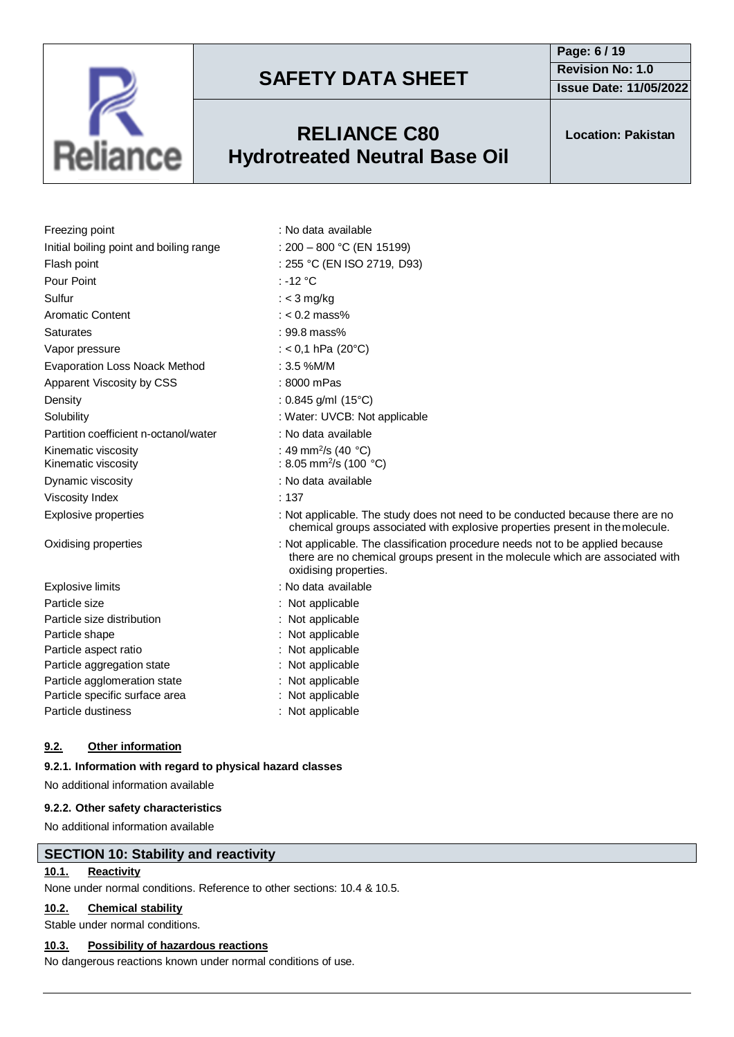| | |
|---|---|
| Freezing point | : No data available |
| Initial boiling point and boiling range | : 200 – 800 °C (EN 15199) |
| Flash point | : 255 °C (EN ISO 2719, D93) |
| Pour Point | : -12 °C |
| Sulfur | : < 3 mg/kg |
| Aromatic Content | : < 0.2 mass% |
| Saturates | : 99.8 mass% |
| Vapor pressure | : < 0,1 hPa (20°C) |
| Evaporation Loss Noack Method | : 3.5 %M/M |
| Apparent Viscosity by CSS | : 8000 mPas |
| Density | : 0.845 g/ml (15°C) |
| Solubility | : Water: UVCB: Not applicable |
| Partition coefficient n-octanol/water | : No data available |
| Kinematic viscosity | : 49 $mm^2/s$ (40 °C) |
| Kinematic viscosity | : 8.05 $mm^2/s$ (100 °C) |
| Dynamic viscosity | : No data available |
| Viscosity Index | : 137 |
| Explosive properties | : Not applicable. The study does not need to be conducted because there are no chemical groups associated with explosive properties present in the molecule. |
| Oxidising properties | : Not applicable. The classification procedure needs not to be applied because there are no chemical groups present in the molecule which are associated with oxidising properties. |
| Explosive limits | : No data available |
| Particle size | : Not applicable |
| Particle size distribution | : Not applicable |
| Particle shape | : Not applicable |
| Particle aspect ratio | : Not applicable |
| Particle aggregation state | : Not applicable |
| Particle agglomeration state | : Not applicable |
| Particle specific surface area | : Not applicable |
| Particle dustiness | : Not applicable |

### 9.2. Other information

#### 9.2.1. Information with regard to physical hazard classes

No additional information available

#### 9.2.2. Other safety characteristics

No additional information available

## SECTION 10: Stability and reactivity

### 10.1. Reactivity

None under normal conditions. Reference to other sections: 10.4 & 10.5.

### 10.2. Chemical stability

Stable under normal conditions.

### 10.3. Possibility of hazardous reactions

No dangerous reactions known under normal conditions of use.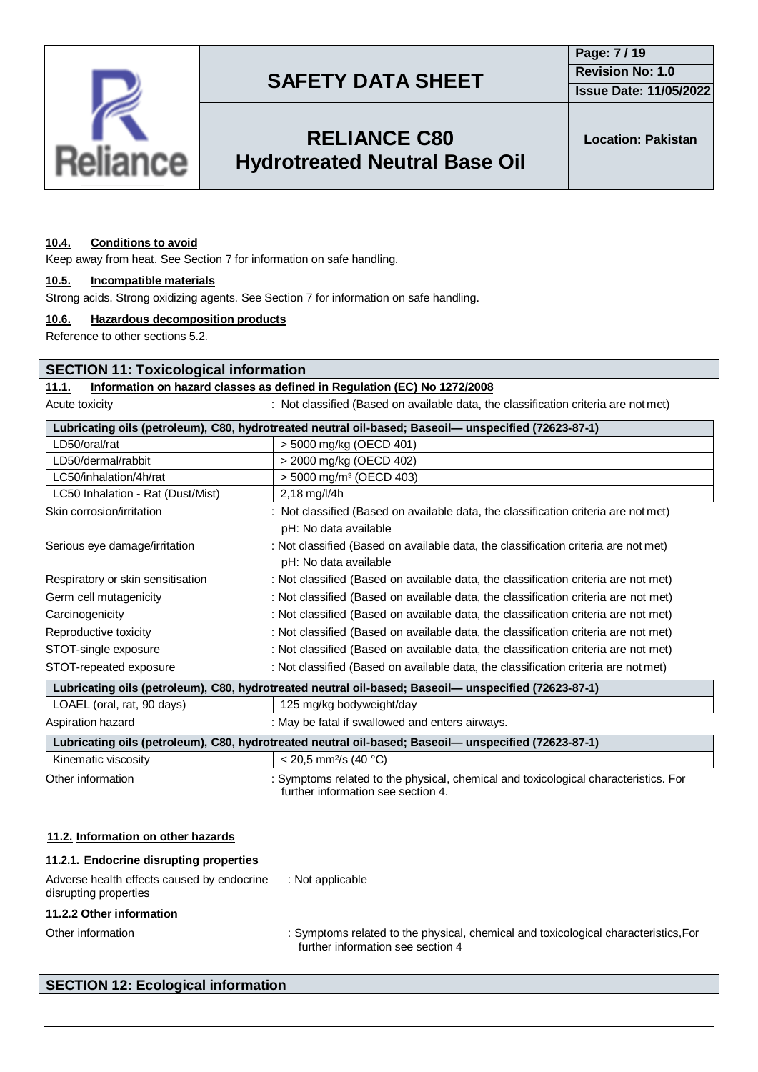#### 10.4. Conditions to avoid

Keep away from heat. See Section 7 for information on safe handling.

#### 10.5. Incompatible materials

Strong acids. Strong oxidizing agents. See Section 7 for information on safe handling.

#### 10.6. Hazardous decomposition products

Reference to other sections 5.2.

## SECTION 11: Toxicological information

#### 11.1. Information on hazard classes as defined in Regulation (EC) No 1272/2008

Acute toxicity : Not classified (Based on available data, the classification criteria are not met)

| Lubricating oils (petroleum), C80, hydrotreated neutral oil-based; Baseoil— unspecified (72623-87-1) | |
|---|---|
| LD50/oral/rat | > 5000 mg/kg (OECD 401) |
| LD50/dermal/rabbit | > 2000 mg/kg (OECD 402) |
| LC50/inhalation/4h/rat | > 5000 mg/m³ (OECD 403) |
| LC50 Inhalation - Rat (Dust/Mist) | 2,18 mg/l/4h |

Skin corrosion/irritation : Not classified (Based on available data, the classification criteria are not met)
pH: No data available

Serious eye damage/irritation : Not classified (Based on available data, the classification criteria are not met)
pH: No data available

Respiratory or skin sensitisation : Not classified (Based on available data, the classification criteria are not met)

Germ cell mutagenicity : Not classified (Based on available data, the classification criteria are not met)

Carcinogenicity : Not classified (Based on available data, the classification criteria are not met)

Reproductive toxicity : Not classified (Based on available data, the classification criteria are not met)

STOT-single exposure : Not classified (Based on available data, the classification criteria are not met)

STOT-repeated exposure : Not classified (Based on available data, the classification criteria are not met)

| Lubricating oils (petroleum), C80, hydrotreated neutral oil-based; Baseoil— unspecified (72623-87-1) | |
|---|---|
| LOAEL (oral, rat, 90 days) | 125 mg/kg bodyweight/day |

Aspiration hazard : May be fatal if swallowed and enters airways.

| Lubricating oils (petroleum), C80, hydrotreated neutral oil-based; Baseoil— unspecified (72623-87-1) | |
|---|---|
| Kinematic viscosity | < 20,5 mm²/s (40 °C) |

Other information : Symptoms related to the physical, chemical and toxicological characteristics. For further information see section 4.

#### 11.2. Information on other hazards

##### 11.2.1. Endocrine disrupting properties

Adverse health effects caused by endocrine disrupting properties : Not applicable

##### 11.2.2 Other information

Other information : Symptoms related to the physical, chemical and toxicological characteristics,For further information see section 4

## SECTION 12: Ecological information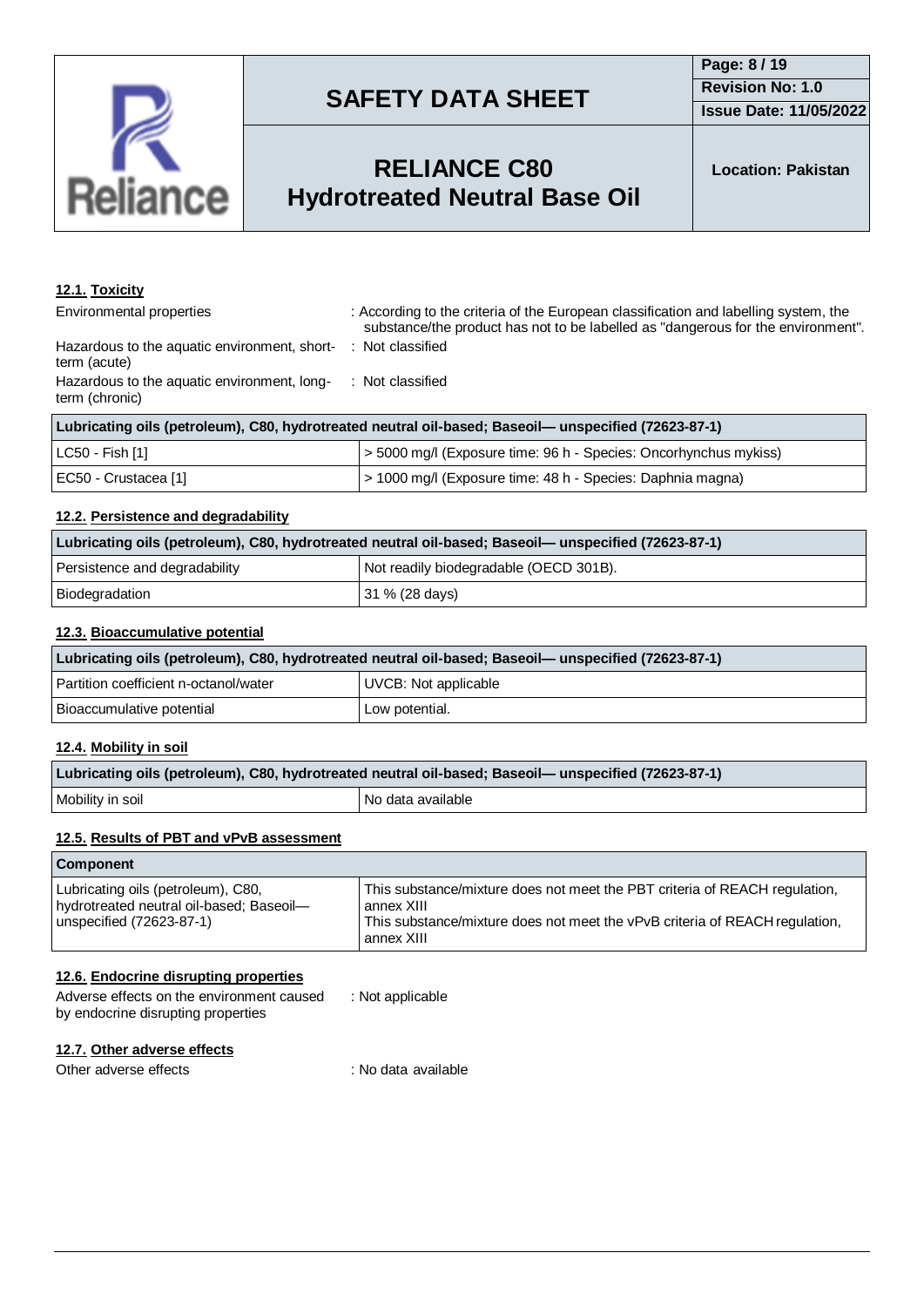### 12.1. Toxicity

Environmental properties : According to the criteria of the European classification and labelling system, the substance/the product has not to be labelled as "dangerous for the environment".

Hazardous to the aquatic environment, short-term (acute) : Not classified

Hazardous to the aquatic environment, long-term (chronic) : Not classified

| Lubricating oils (petroleum), C80, hydrotreated neutral oil-based; Baseoil— unspecified (72623-87-1) | |
|---|---|
| LC50 - Fish [1] | > 5000 mg/l (Exposure time: 96 h - Species: Oncorhynchus mykiss) |
| EC50 - Crustacea [1] | > 1000 mg/l (Exposure time: 48 h - Species: Daphnia magna) |

### 12.2. Persistence and degradability

| Lubricating oils (petroleum), C80, hydrotreated neutral oil-based; Baseoil— unspecified (72623-87-1) | |
|---|---|
| Persistence and degradability | Not readily biodegradable (OECD 301B). |
| Biodegradation | 31 % (28 days) |

### 12.3. Bioaccumulative potential

| Lubricating oils (petroleum), C80, hydrotreated neutral oil-based; Baseoil— unspecified (72623-87-1) | |
|---|---|
| Partition coefficient n-octanol/water | UVCB: Not applicable |
| Bioaccumulative potential | Low potential. |

### 12.4. Mobility in soil

| Lubricating oils (petroleum), C80, hydrotreated neutral oil-based; Baseoil— unspecified (72623-87-1) | |
|---|---|
| Mobility in soil | No data available |

### 12.5. Results of PBT and vPvB assessment

| Component | |
|---|---|
| Lubricating oils (petroleum), C80, hydrotreated neutral oil-based; Baseoil— unspecified (72623-87-1) | This substance/mixture does not meet the PBT criteria of REACH regulation, annex XIII<br>This substance/mixture does not meet the vPvB criteria of REACH regulation, annex XIII |

### 12.6. Endocrine disrupting properties

Adverse effects on the environment caused by endocrine disrupting properties : Not applicable

### 12.7. Other adverse effects

Other adverse effects : No data available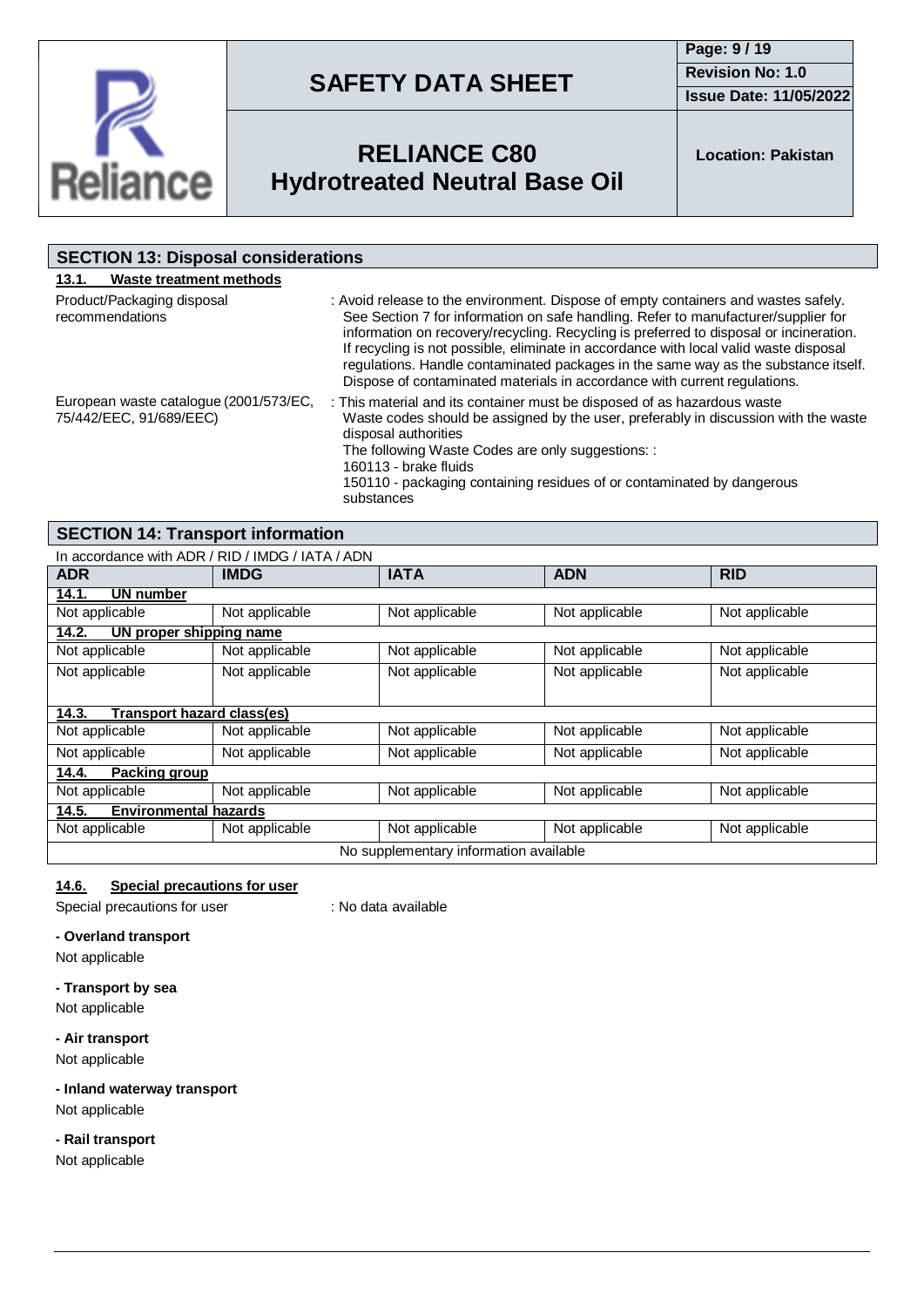## SECTION 13: Disposal considerations

### 13.1. Waste treatment methods

Product/Packaging disposal recommendations : Avoid release to the environment. Dispose of empty containers and wastes safely. See Section 7 for information on safe handling. Refer to manufacturer/supplier for information on recovery/recycling. Recycling is preferred to disposal or incineration. If recycling is not possible, eliminate in accordance with local valid waste disposal regulations. Handle contaminated packages in the same way as the substance itself. Dispose of contaminated materials in accordance with current regulations.

European waste catalogue (2001/573/EC, 75/442/EEC, 91/689/EEC) : This material and its container must be disposed of as hazardous waste
Waste codes should be assigned by the user, preferably in discussion with the waste disposal authorities
The following Waste Codes are only suggestions: :
160113 - brake fluids
150110 - packaging containing residues of or contaminated by dangerous substances

## SECTION 14: Transport information

In accordance with ADR / RID / IMDG / IATA / ADN

| ADR | IMDG | IATA | ADN | RID |
|---|---|---|---|---|
| **14.1. UN number** | | | | |
| Not applicable | Not applicable | Not applicable | Not applicable | Not applicable |
| **14.2. UN proper shipping name** | | | | |
| Not applicable | Not applicable | Not applicable | Not applicable | Not applicable |
| Not applicable | Not applicable | Not applicable | Not applicable | Not applicable |
| **14.3. Transport hazard class(es)** | | | | |
| Not applicable | Not applicable | Not applicable | Not applicable | Not applicable |
| Not applicable | Not applicable | Not applicable | Not applicable | Not applicable |
| **14.4. Packing group** | | | | |
| Not applicable | Not applicable | Not applicable | Not applicable | Not applicable |
| **14.5. Environmental hazards** | | | | |
| Not applicable | Not applicable | Not applicable | Not applicable | Not applicable |
| No supplementary information available | | | | |

### 14.6. Special precautions for user

Special precautions for user : No data available

**- Overland transport**

Not applicable

**- Transport by sea**

Not applicable

**- Air transport**

Not applicable

**- Inland waterway transport**

Not applicable

**- Rail transport**

Not applicable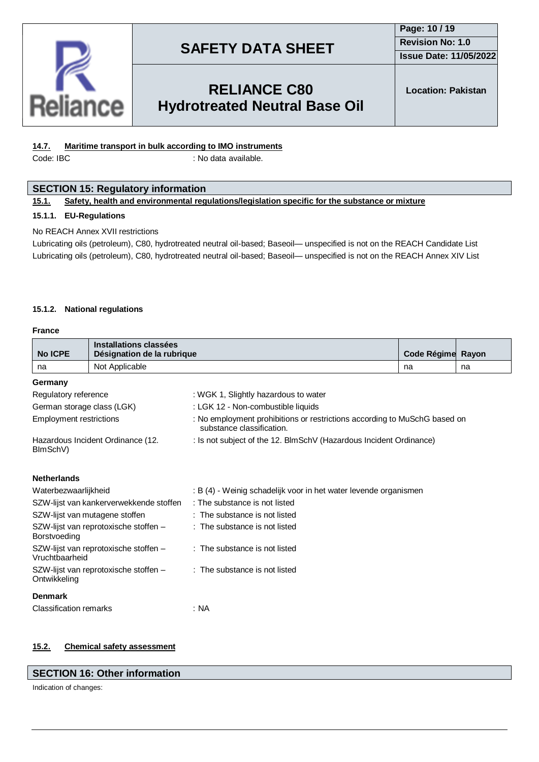### 14.7. Maritime transport in bulk according to IMO instruments

Code: IBC : No data available.

## SECTION 15: Regulatory information

### 15.1. Safety, health and environmental regulations/legislation specific for the substance or mixture

#### 15.1.1. EU-Regulations

No REACH Annex XVII restrictions

Lubricating oils (petroleum), C80, hydrotreated neutral oil-based; Baseoil— unspecified is not on the REACH Candidate List

Lubricating oils (petroleum), C80, hydrotreated neutral oil-based; Baseoil— unspecified is not on the REACH Annex XIV List

#### 15.1.2. National regulations

**France**

| No ICPE | Installations classées Désignation de la rubrique | Code Régime | Rayon |
|---|---|---|---|
| na | Not Applicable | na | na |

**Germany**

| | |
|---|---|
| Regulatory reference | : WGK 1, Slightly hazardous to water |
| German storage class (LGK) | : LGK 12 - Non-combustible liquids |
| Employment restrictions | : No employment prohibitions or restrictions according to MuSchG based on substance classification. |
| Hazardous Incident Ordinance (12. BImSchV) | : Is not subject of the 12. BImSchV (Hazardous Incident Ordinance) |

**Netherlands**

| | |
|---|---|
| Waterbezwaarlijkheid | : B (4) - Weinig schadelijk voor in het water levende organismen |
| SZW-lijst van kankerverwekkende stoffen | : The substance is not listed |
| SZW-lijst van mutagene stoffen | : The substance is not listed |
| SZW-lijst van reprotoxische stoffen – Borstvoeding | : The substance is not listed |
| SZW-lijst van reprotoxische stoffen – Vruchtbaarheid | : The substance is not listed |
| SZW-lijst van reprotoxische stoffen – Ontwikkeling | : The substance is not listed |

**Denmark**

Classification remarks : NA

### 15.2. Chemical safety assessment

## SECTION 16: Other information

Indication of changes: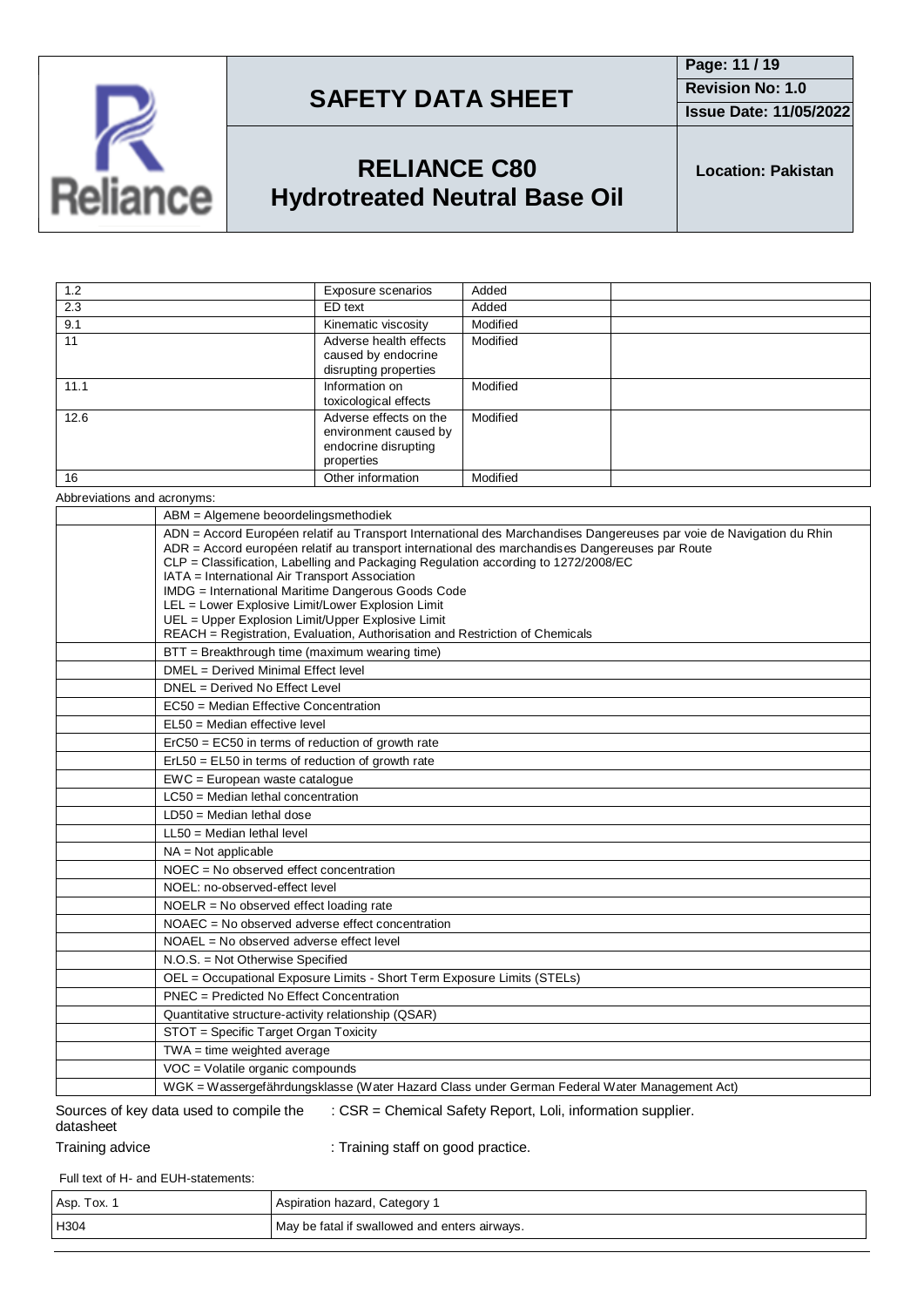| | | | |
|---|---|---|---|
| 1.2 | Exposure scenarios | Added | |
| 2.3 | ED text | Added | |
| 9.1 | Kinematic viscosity | Modified | |
| 11 | Adverse health effects caused by endocrine disrupting properties | Modified | |
| 11.1 | Information on toxicological effects | Modified | |
| 12.6 | Adverse effects on the environment caused by endocrine disrupting properties | Modified | |
| 16 | Other information | Modified | |

Abbreviations and acronyms:

| | |
|---|---|
| | ABM = Algemene beoordelingsmethodiek |
| | ADN = Accord Européen relatif au Transport International des Marchandises Dangereuses par voie de Navigation du Rhin<br>ADR = Accord européen relatif au transport international des marchandises Dangereuses par Route<br>CLP = Classification, Labelling and Packaging Regulation according to 1272/2008/EC<br>IATA = International Air Transport Association<br>IMDG = International Maritime Dangerous Goods Code<br>LEL = Lower Explosive Limit/Lower Explosion Limit<br>UEL = Upper Explosion Limit/Upper Explosive Limit<br>REACH = Registration, Evaluation, Authorisation and Restriction of Chemicals |
| | BTT = Breakthrough time (maximum wearing time) |
| | DMEL = Derived Minimal Effect level |
| | DNEL = Derived No Effect Level |
| | EC50 = Median Effective Concentration |
| | EL50 = Median effective level |
| | ErC50 = EC50 in terms of reduction of growth rate |
| | ErL50 = EL50 in terms of reduction of growth rate |
| | EWC = European waste catalogue |
| | LC50 = Median lethal concentration |
| | LD50 = Median lethal dose |
| | LL50 = Median lethal level |
| | NA = Not applicable |
| | NOEC = No observed effect concentration |
| | NOEL: no-observed-effect level |
| | NOELR = No observed effect loading rate |
| | NOAEC = No observed adverse effect concentration |
| | NOAEL = No observed adverse effect level |
| | N.O.S. = Not Otherwise Specified |
| | OEL = Occupational Exposure Limits - Short Term Exposure Limits (STELs) |
| | PNEC = Predicted No Effect Concentration |
| | Quantitative structure-activity relationship (QSAR) |
| | STOT = Specific Target Organ Toxicity |
| | TWA = time weighted average |
| | VOC = Volatile organic compounds |
| | WGK = Wassergefährdungsklasse (Water Hazard Class under German Federal Water Management Act) |

Sources of key data used to compile the datasheet : CSR = Chemical Safety Report, Loli, information supplier.

Training advice : Training staff on good practice.

Full text of H- and EUH-statements:

| | |
|---|---|
| Asp. Tox. 1 | Aspiration hazard, Category 1 |
| H304 | May be fatal if swallowed and enters airways. |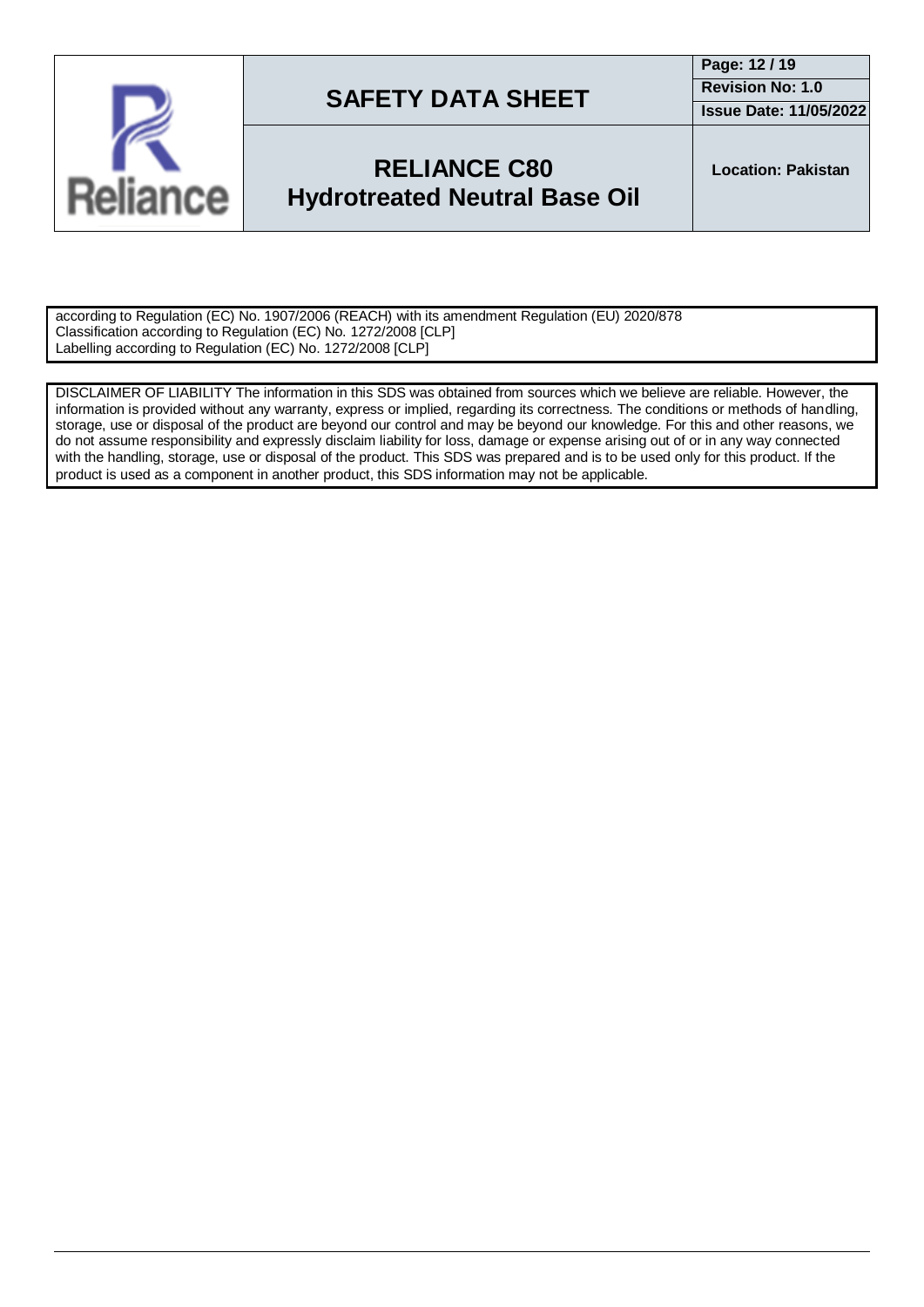according to Regulation (EC) No. 1907/2006 (REACH) with its amendment Regulation (EU) 2020/878
Classification according to Regulation (EC) No. 1272/2008 [CLP]
Labelling according to Regulation (EC) No. 1272/2008 [CLP]

DISCLAIMER OF LIABILITY The information in this SDS was obtained from sources which we believe are reliable. However, the information is provided without any warranty, express or implied, regarding its correctness. The conditions or methods of handling, storage, use or disposal of the product are beyond our control and may be beyond our knowledge. For this and other reasons, we do not assume responsibility and expressly disclaim liability for loss, damage or expense arising out of or in any way connected with the handling, storage, use or disposal of the product. This SDS was prepared and is to be used only for this product. If the product is used as a component in another product, this SDS information may not be applicable.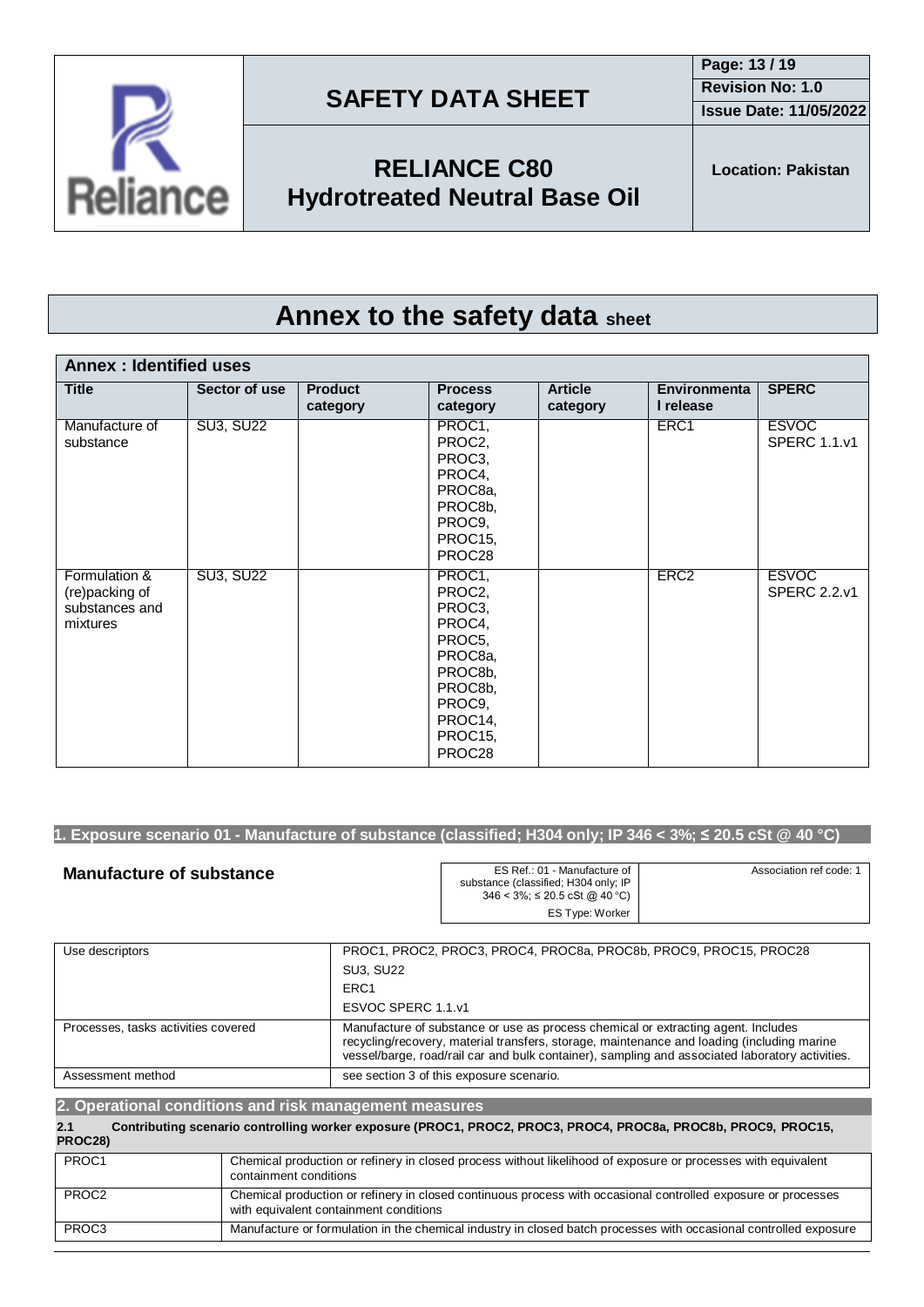# Annex to the safety data sheet

**Annex : Identified uses**

| Title | Sector of use | Product category | Process category | Article category | Environmental release | SPERC |
|---|---|---|---|---|---|---|
| Manufacture of substance | SU3, SU22 | | PROC1, PROC2, PROC3, PROC4, PROC8a, PROC8b, PROC9, PROC15, PROC28 | | ERC1 | ESVOC SPERC 1.1.v1 |
| Formulation & (re)packing of substances and mixtures | SU3, SU22 | | PROC1, PROC2, PROC3, PROC4, PROC5, PROC8a, PROC8b, PROC8b, PROC9, PROC14, PROC15, PROC28 | | ERC2 | ESVOC SPERC 2.2.v1 |

## 1. Exposure scenario 01 - Manufacture of substance (classified; H304 only; IP 346 < 3%; ≤ 20.5 cSt @ 40 °C)

### Manufacture of substance

| ES Ref.: 01 - Manufacture of substance (classified; H304 only; IP 346 < 3%; ≤ 20.5 cSt @ 40 °C) | Association ref code: 1 |
|---|---|
| ES Type: Worker | |

| | |
|---|---|
| Use descriptors | PROC1, PROC2, PROC3, PROC4, PROC8a, PROC8b, PROC9, PROC15, PROC28<br>SU3, SU22<br>ERC1<br>ESVOC SPERC 1.1.v1 |
| Processes, tasks activities covered | Manufacture of substance or use as process chemical or extracting agent. Includes recycling/recovery, material transfers, storage, maintenance and loading (including marine vessel/barge, road/rail car and bulk container), sampling and associated laboratory activities. |
| Assessment method | see section 3 of this exposure scenario. |

## 2. Operational conditions and risk management measures

**2.1 Contributing scenario controlling worker exposure (PROC1, PROC2, PROC3, PROC4, PROC8a, PROC8b, PROC9, PROC15, PROC28)**

| | |
|---|---|
| PROC1 | Chemical production or refinery in closed process without likelihood of exposure or processes with equivalent containment conditions |
| PROC2 | Chemical production or refinery in closed continuous process with occasional controlled exposure or processes with equivalent containment conditions |
| PROC3 | Manufacture or formulation in the chemical industry in closed batch processes with occasional controlled exposure |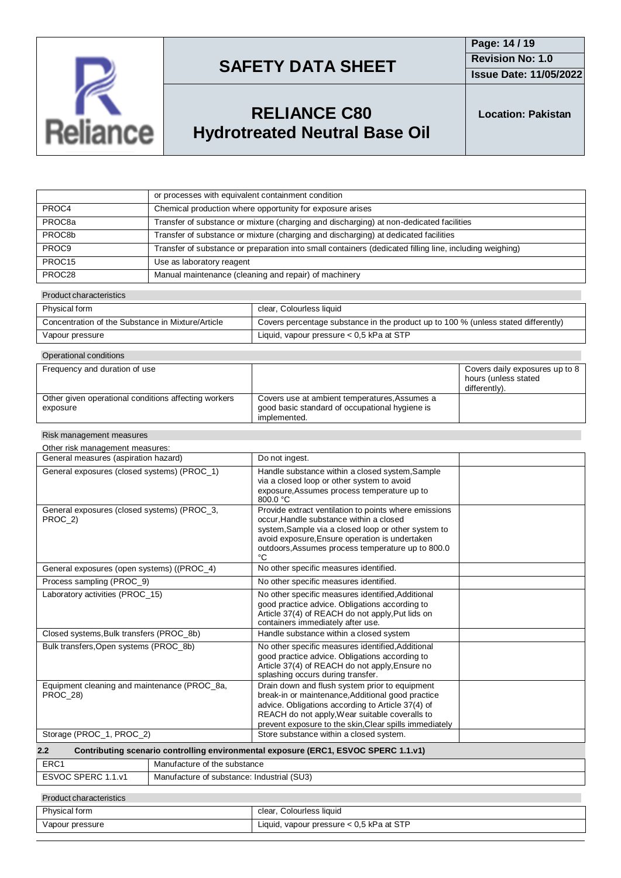| | |
|---|---|
| | or processes with equivalent containment condition |
| PROC4 | Chemical production where opportunity for exposure arises |
| PROC8a | Transfer of substance or mixture (charging and discharging) at non-dedicated facilities |
| PROC8b | Transfer of substance or mixture (charging and discharging) at dedicated facilities |
| PROC9 | Transfer of substance or preparation into small containers (dedicated filling line, including weighing) |
| PROC15 | Use as laboratory reagent |
| PROC28 | Manual maintenance (cleaning and repair) of machinery |

Product characteristics

| | |
|---|---|
| Physical form | clear, Colourless liquid |
| Concentration of the Substance in Mixture/Article | Covers percentage substance in the product up to 100 % (unless stated differently) |
| Vapour pressure | Liquid, vapour pressure < 0,5 kPa at STP |

Operational conditions

| | | |
|---|---|---|
| Frequency and duration of use | | Covers daily exposures up to 8 hours (unless stated differently). |
| Other given operational conditions affecting workers exposure | Covers use at ambient temperatures,Assumes a good basic standard of occupational hygiene is implemented. | |

Risk management measures

Other risk management measures:

| | | |
|---|---|---|
| General measures (aspiration hazard) | Do not ingest. | |
| General exposures (closed systems) (PROC_1) | Handle substance within a closed system,Sample via a closed loop or other system to avoid exposure,Assumes process temperature up to 800.0 °C | |
| General exposures (closed systems) (PROC_3, PROC_2) | Provide extract ventilation to points where emissions occur,Handle substance within a closed system,Sample via a closed loop or other system to avoid exposure,Ensure operation is undertaken outdoors,Assumes process temperature up to 800.0 °C | |
| General exposures (open systems) ((PROC_4) | No other specific measures identified. | |
| Process sampling (PROC_9) | No other specific measures identified. | |
| Laboratory activities (PROC_15) | No other specific measures identified,Additional good practice advice. Obligations according to Article 37(4) of REACH do not apply,Put lids on containers immediately after use. | |
| Closed systems,Bulk transfers (PROC_8b) | Handle substance within a closed system | |
| Bulk transfers,Open systems (PROC_8b) | No other specific measures identified,Additional good practice advice. Obligations according to Article 37(4) of REACH do not apply,Ensure no splashing occurs during transfer. | |
| Equipment cleaning and maintenance (PROC_8a, PROC_28) | Drain down and flush system prior to equipment break-in or maintenance,Additional good practice advice. Obligations according to Article 37(4) of REACH do not apply,Wear suitable coveralls to prevent exposure to the skin,Clear spills immediately | |
| Storage (PROC_1, PROC_2) | Store substance within a closed system. | |

## 2.2 Contributing scenario controlling environmental exposure (ERC1, ESVOC SPERC 1.1.v1)

| | |
|---|---|
| ERC1 | Manufacture of the substance |
| ESVOC SPERC 1.1.v1 | Manufacture of substance: Industrial (SU3) |

Product characteristics

| | |
|---|---|
| Physical form | clear, Colourless liquid |
| Vapour pressure | Liquid, vapour pressure < 0,5 kPa at STP |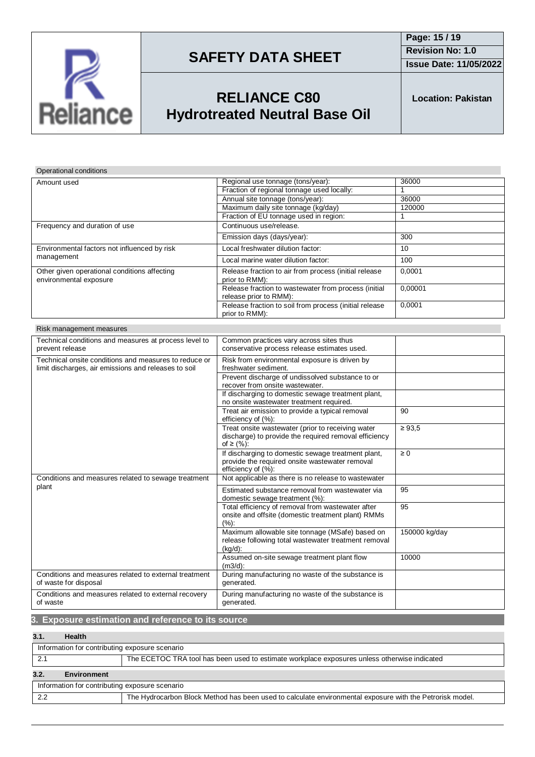Operational conditions

| | | |
|---|---|---|
| Amount used | Regional use tonnage (tons/year): | 36000 |
| | Fraction of regional tonnage used locally: | 1 |
| | Annual site tonnage (tons/year): | 36000 |
| | Maximum daily site tonnage (kg/day) | 120000 |
| | Fraction of EU tonnage used in region: | 1 |
| Frequency and duration of use | Continuous use/release. | |
| | Emission days (days/year): | 300 |
| Environmental factors not influenced by risk management | Local freshwater dilution factor: | 10 |
| | Local marine water dilution factor: | 100 |
| Other given operational conditions affecting environmental exposure | Release fraction to air from process (initial release prior to RMM): | 0,0001 |
| | Release fraction to wastewater from process (initial release prior to RMM): | 0,00001 |
| | Release fraction to soil from process (initial release prior to RMM): | 0,0001 |

Risk management measures

| | | |
|---|---|---|
| Technical conditions and measures at process level to prevent release | Common practices vary across sites thus conservative process release estimates used. | |
| Technical onsite conditions and measures to reduce or limit discharges, air emissions and releases to soil | Risk from environmental exposure is driven by freshwater sediment. | |
| | Prevent discharge of undissolved substance to or recover from onsite wastewater. | |
| | If discharging to domestic sewage treatment plant, no onsite wastewater treatment required. | |
| | Treat air emission to provide a typical removal efficiency of (%): | 90 |
| | Treat onsite wastewater (prior to receiving water discharge) to provide the required removal efficiency of ≥ (%): | ≥ 93,5 |
| | If discharging to domestic sewage treatment plant, provide the required onsite wastewater removal efficiency of (%): | ≥ 0 |
| Conditions and measures related to sewage treatment plant | Not applicable as there is no release to wastewater | |
| | Estimated substance removal from wastewater via domestic sewage treatment (%): | 95 |
| | Total efficiency of removal from wastewater after onsite and offsite (domestic treatment plant) RMMs (%): | 95 |
| | Maximum allowable site tonnage (MSafe) based on release following total wastewater treatment removal (kg/d): | 150000 kg/day |
| | Assumed on-site sewage treatment plant flow ($m^3/d$): | 10000 |
| Conditions and measures related to external treatment of waste for disposal | During manufacturing no waste of the substance is generated. | |
| Conditions and measures related to external recovery of waste | During manufacturing no waste of the substance is generated. | |

## 3. Exposure estimation and reference to its source

### 3.1. Health

| Information for contributing exposure scenario | |
|---|---|
| 2.1 | The ECETOC TRA tool has been used to estimate workplace exposures unless otherwise indicated |

### 3.2. Environment

| Information for contributing exposure scenario | |
|---|---|
| 2.2 | The Hydrocarbon Block Method has been used to calculate environmental exposure with the Petrorisk model. |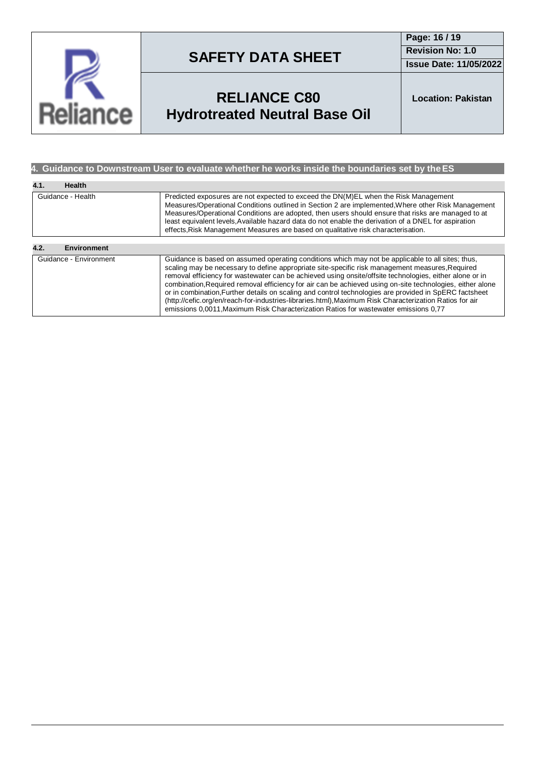## 4. Guidance to Downstream User to evaluate whether he works inside the boundaries set by the ES

### 4.1. Health

| | |
|---|---|
| Guidance - Health | Predicted exposures are not expected to exceed the DN(M)EL when the Risk Management Measures/Operational Conditions outlined in Section 2 are implemented,Where other Risk Management Measures/Operational Conditions are adopted, then users should ensure that risks are managed to at least equivalent levels,Available hazard data do not enable the derivation of a DNEL for aspiration effects,Risk Management Measures are based on qualitative risk characterisation. |

### 4.2. Environment

| | |
|---|---|
| Guidance - Environment | Guidance is based on assumed operating conditions which may not be applicable to all sites; thus, scaling may be necessary to define appropriate site-specific risk management measures,Required removal efficiency for wastewater can be achieved using onsite/offsite technologies, either alone or in combination,Required removal efficiency for air can be achieved using on-site technologies, either alone or in combination,Further details on scaling and control technologies are provided in SpERC factsheet (http://cefic.org/en/reach-for-industries-libraries.html),Maximum Risk Characterization Ratios for air emissions 0,0011,Maximum Risk Characterization Ratios for wastewater emissions 0,77 |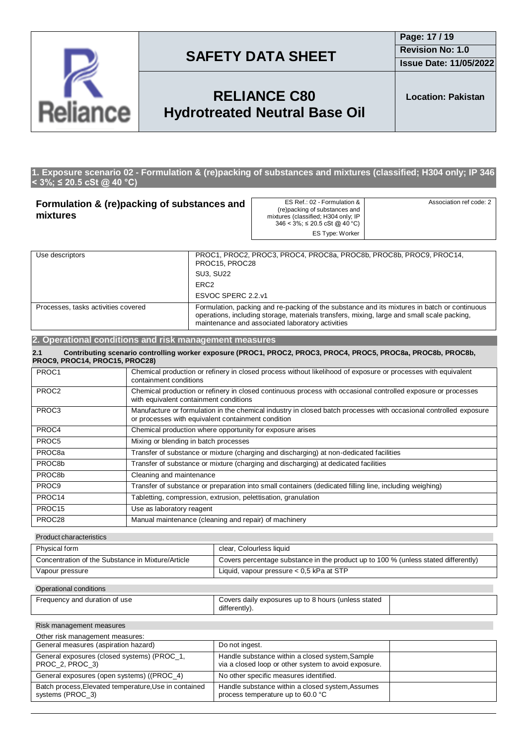## 1. Exposure scenario 02 - Formulation & (re)packing of substances and mixtures (classified; H304 only; IP 346 < 3%; ≤ 20.5 cSt @ 40 °C)

| **Formulation & (re)packing of substances and mixtures** | ES Ref.: 02 - Formulation & (re)packing of substances and mixtures (classified; H304 only; IP 346 < 3%; ≤ 20.5 cSt @ 40 °C)<br>ES Type: Worker | Association ref code: 2 |
|---|---|---|

| Use descriptors | PROC1, PROC2, PROC3, PROC4, PROC8a, PROC8b, PROC8b, PROC9, PROC14, PROC15, PROC28<br>SU3, SU22<br>ERC2<br>ESVOC SPERC 2.2.v1 |
|---|---|
| Processes, tasks activities covered | Formulation, packing and re-packing of the substance and its mixtures in batch or continuous operations, including storage, materials transfers, mixing, large and small scale packing, maintenance and associated laboratory activities |

## 2. Operational conditions and risk management measures

### 2.1 Contributing scenario controlling worker exposure (PROC1, PROC2, PROC3, PROC4, PROC5, PROC8a, PROC8b, PROC8b, PROC9, PROC14, PROC15, PROC28)

| PROC1 | Chemical production or refinery in closed process without likelihood of exposure or processes with equivalent containment conditions |
|---|---|
| PROC2 | Chemical production or refinery in closed continuous process with occasional controlled exposure or processes with equivalent containment conditions |
| PROC3 | Manufacture or formulation in the chemical industry in closed batch processes with occasional controlled exposure or processes with equivalent containment condition |
| PROC4 | Chemical production where opportunity for exposure arises |
| PROC5 | Mixing or blending in batch processes |
| PROC8a | Transfer of substance or mixture (charging and discharging) at non-dedicated facilities |
| PROC8b | Transfer of substance or mixture (charging and discharging) at dedicated facilities |
| PROC8b | Cleaning and maintenance |
| PROC9 | Transfer of substance or preparation into small containers (dedicated filling line, including weighing) |
| PROC14 | Tabletting, compression, extrusion, pelettisation, granulation |
| PROC15 | Use as laboratory reagent |
| PROC28 | Manual maintenance (cleaning and repair) of machinery |

Product characteristics

| Physical form | clear, Colourless liquid |
|---|---|
| Concentration of the Substance in Mixture/Article | Covers percentage substance in the product up to 100 % (unless stated differently) |
| Vapour pressure | Liquid, vapour pressure < 0,5 kPa at STP |

Operational conditions

| Frequency and duration of use | Covers daily exposures up to 8 hours (unless stated differently). | |
|---|---|---|

Risk management measures

Other risk management measures:

| General measures (aspiration hazard) | Do not ingest. | |
|---|---|---|
| General exposures (closed systems) (PROC_1, PROC_2, PROC_3) | Handle substance within a closed system,Sample via a closed loop or other system to avoid exposure. | |
| General exposures (open systems) ((PROC_4) | No other specific measures identified. | |
| Batch process,Elevated temperature,Use in contained systems (PROC_3) | Handle substance within a closed system,Assumes process temperature up to 60.0 °C | |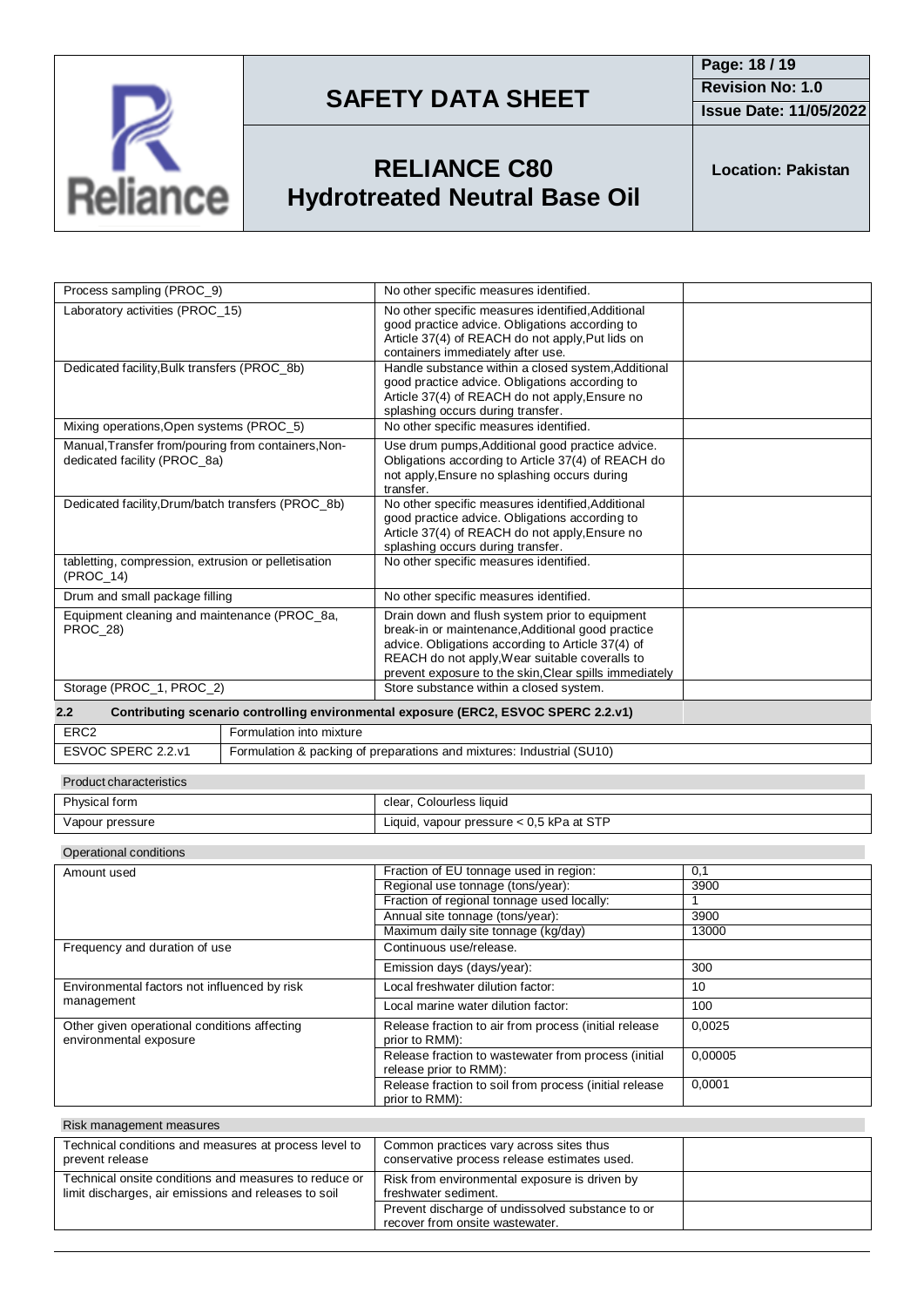| | | |
|---|---|---|
| Process sampling (PROC_9) | No other specific measures identified. | |
| Laboratory activities (PROC_15) | No other specific measures identified,Additional good practice advice. Obligations according to Article 37(4) of REACH do not apply,Put lids on containers immediately after use. | |
| Dedicated facility,Bulk transfers (PROC_8b) | Handle substance within a closed system,Additional good practice advice. Obligations according to Article 37(4) of REACH do not apply,Ensure no splashing occurs during transfer. | |
| Mixing operations,Open systems (PROC_5) | No other specific measures identified. | |
| Manual,Transfer from/pouring from containers,Non-dedicated facility (PROC_8a) | Use drum pumps,Additional good practice advice. Obligations according to Article 37(4) of REACH do not apply,Ensure no splashing occurs during transfer. | |
| Dedicated facility,Drum/batch transfers (PROC_8b) | No other specific measures identified,Additional good practice advice. Obligations according to Article 37(4) of REACH do not apply,Ensure no splashing occurs during transfer. | |
| tabletting, compression, extrusion or pelletisation (PROC_14) | No other specific measures identified. | |
| Drum and small package filling | No other specific measures identified. | |
| Equipment cleaning and maintenance (PROC_8a, PROC_28) | Drain down and flush system prior to equipment break-in or maintenance,Additional good practice advice. Obligations according to Article 37(4) of REACH do not apply,Wear suitable coveralls to prevent exposure to the skin,Clear spills immediately | |
| Storage (PROC_1, PROC_2) | Store substance within a closed system. | |

**2.2 Contributing scenario controlling environmental exposure (ERC2, ESVOC SPERC 2.2.v1)**

| | |
|---|---|
| ERC2 | Formulation into mixture |
| ESVOC SPERC 2.2.v1 | Formulation & packing of preparations and mixtures: Industrial (SU10) |

Product characteristics

| | |
|---|---|
| Physical form | clear, Colourless liquid |
| Vapour pressure | Liquid, vapour pressure < 0,5 kPa at STP |

Operational conditions

| | | |
|---|---|---|
| Amount used | Fraction of EU tonnage used in region: | 0,1 |
| | Regional use tonnage (tons/year): | 3900 |
| | Fraction of regional tonnage used locally: | 1 |
| | Annual site tonnage (tons/year): | 3900 |
| | Maximum daily site tonnage (kg/day) | 13000 |
| Frequency and duration of use | Continuous use/release. | |
| | Emission days (days/year): | 300 |
| Environmental factors not influenced by risk management | Local freshwater dilution factor: | 10 |
| | Local marine water dilution factor: | 100 |
| Other given operational conditions affecting environmental exposure | Release fraction to air from process (initial release prior to RMM): | 0,0025 |
| | Release fraction to wastewater from process (initial release prior to RMM): | 0,00005 |
| | Release fraction to soil from process (initial release prior to RMM): | 0,0001 |

Risk management measures

| | | |
|---|---|---|
| Technical conditions and measures at process level to prevent release | Common practices vary across sites thus conservative process release estimates used. | |
| Technical onsite conditions and measures to reduce or limit discharges, air emissions and releases to soil | Risk from environmental exposure is driven by freshwater sediment. | |
| | Prevent discharge of undissolved substance to or recover from onsite wastewater. | |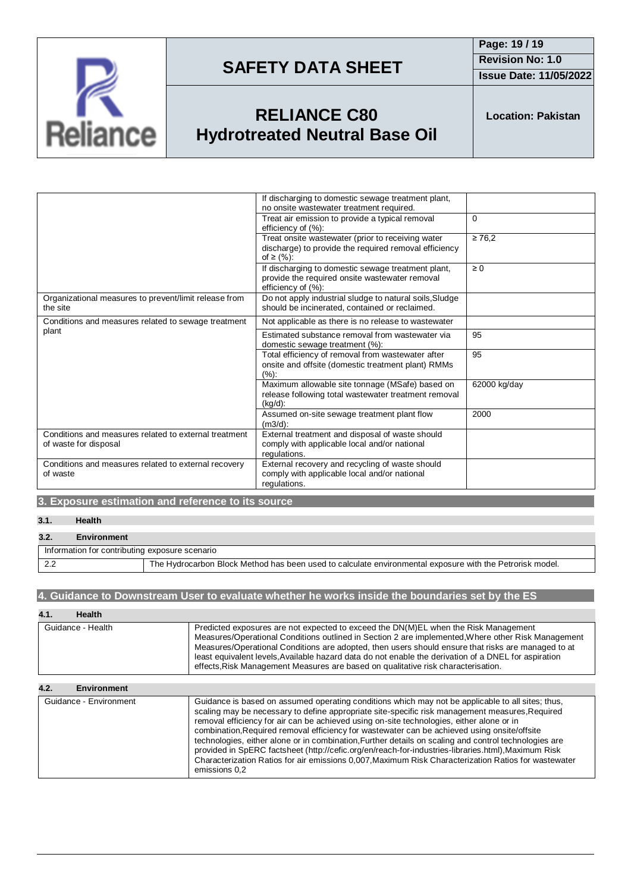| | | |
|---|---|---|
| | If discharging to domestic sewage treatment plant, no onsite wastewater treatment required. | |
| | Treat air emission to provide a typical removal efficiency of (%): | 0 |
| | Treat onsite wastewater (prior to receiving water discharge) to provide the required removal efficiency of ≥ (%): | ≥ 76,2 |
| | If discharging to domestic sewage treatment plant, provide the required onsite wastewater removal efficiency of (%): | ≥ 0 |
| Organizational measures to prevent/limit release from the site | Do not apply industrial sludge to natural soils,Sludge should be incinerated, contained or reclaimed. | |
| Conditions and measures related to sewage treatment plant | Not applicable as there is no release to wastewater | |
| | Estimated substance removal from wastewater via domestic sewage treatment (%): | 95 |
| | Total efficiency of removal from wastewater after onsite and offsite (domestic treatment plant) RMMs (%): | 95 |
| | Maximum allowable site tonnage (MSafe) based on release following total wastewater treatment removal (kg/d): | 62000 kg/day |
| | Assumed on-site sewage treatment plant flow (m3/d): | 2000 |
| Conditions and measures related to external treatment of waste for disposal | External treatment and disposal of waste should comply with applicable local and/or national regulations. | |
| Conditions and measures related to external recovery of waste | External recovery and recycling of waste should comply with applicable local and/or national regulations. | |

## 3. Exposure estimation and reference to its source

### 3.1. Health

### 3.2. Environment

| Information for contributing exposure scenario | |
|---|---|
| 2.2 | The Hydrocarbon Block Method has been used to calculate environmental exposure with the Petrorisk model. |

## 4. Guidance to Downstream User to evaluate whether he works inside the boundaries set by the ES

### 4.1. Health

| | |
|---|---|
| Guidance - Health | Predicted exposures are not expected to exceed the DN(M)EL when the Risk Management Measures/Operational Conditions outlined in Section 2 are implemented,Where other Risk Management Measures/Operational Conditions are adopted, then users should ensure that risks are managed to at least equivalent levels,Available hazard data do not enable the derivation of a DNEL for aspiration effects,Risk Management Measures are based on qualitative risk characterisation. |

### 4.2. Environment

| | |
|---|---|
| Guidance - Environment | Guidance is based on assumed operating conditions which may not be applicable to all sites; thus, scaling may be necessary to define appropriate site-specific risk management measures,Required removal efficiency for air can be achieved using on-site technologies, either alone or in combination,Required removal efficiency for wastewater can be achieved using onsite/offsite technologies, either alone or in combination,Further details on scaling and control technologies are provided in SpERC factsheet (http://cefic.org/en/reach-for-industries-libraries.html),Maximum Risk Characterization Ratios for air emissions 0,007,Maximum Risk Characterization Ratios for wastewater emissions 0,2 |